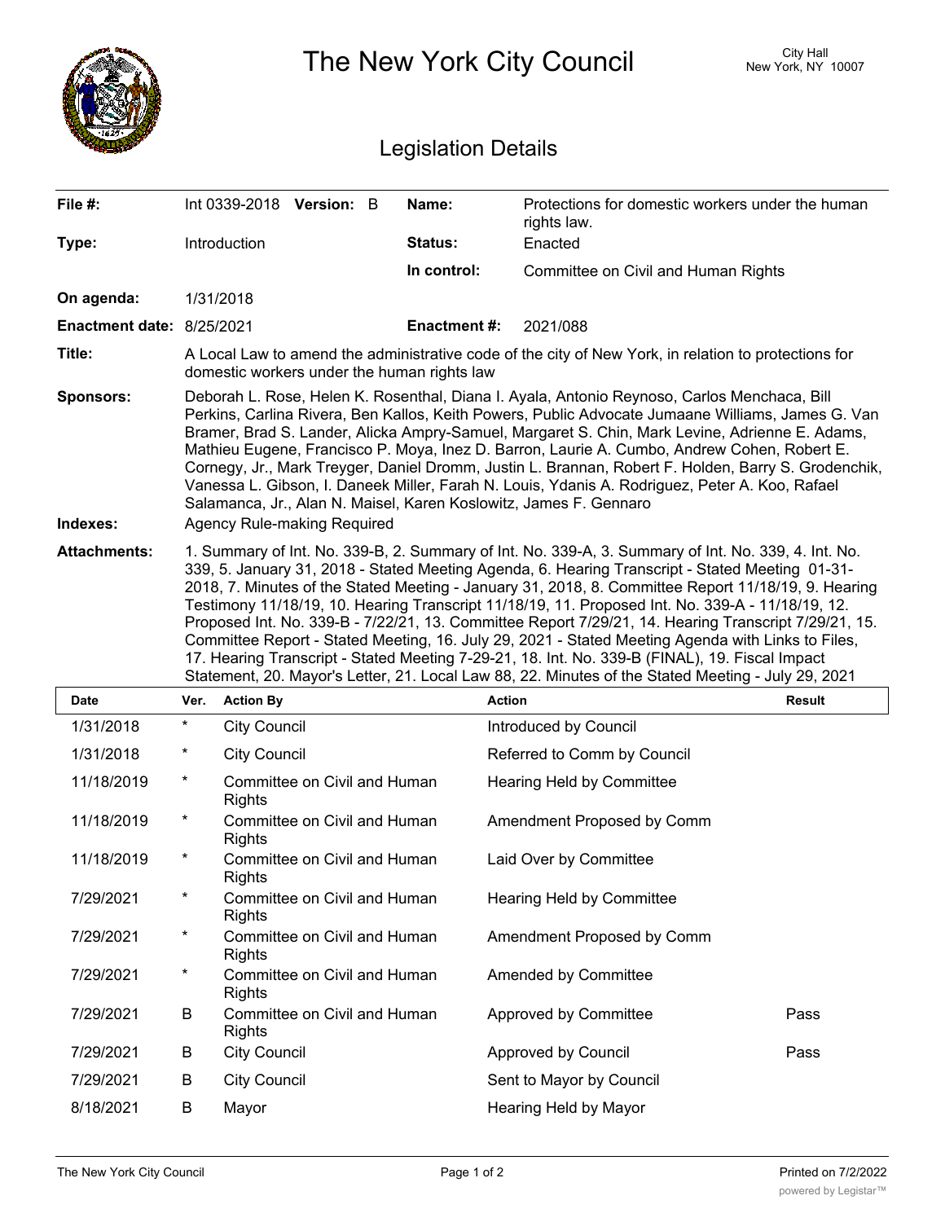# The New York City Council

City Hall
New York, NY 10007

## Legislation Details

| | | | |
|---|---|---|---|
| **File #:** | Int 0339-2018 **Version:** B | **Name:** | Protections for domestic workers under the human rights law. |
| **Type:** | Introduction | **Status:** | Enacted |
| | | **In control:** | Committee on Civil and Human Rights |
| **On agenda:** | 1/31/2018 | | |
| **Enactment date:** | 8/25/2021 | **Enactment #:** | 2021/088 |

**Title:** A Local Law to amend the administrative code of the city of New York, in relation to protections for domestic workers under the human rights law

**Sponsors:** Deborah L. Rose, Helen K. Rosenthal, Diana I. Ayala, Antonio Reynoso, Carlos Menchaca, Bill Perkins, Carlina Rivera, Ben Kallos, Keith Powers, Public Advocate Jumaane Williams, James G. Van Bramer, Brad S. Lander, Alicka Ampry-Samuel, Margaret S. Chin, Mark Levine, Adrienne E. Adams, Mathieu Eugene, Francisco P. Moya, Inez D. Barron, Laurie A. Cumbo, Andrew Cohen, Robert E. Cornegy, Jr., Mark Treyger, Daniel Dromm, Justin L. Brannan, Robert F. Holden, Barry S. Grodenchik, Vanessa L. Gibson, I. Daneek Miller, Farah N. Louis, Ydanis A. Rodriguez, Peter A. Koo, Rafael Salamanca, Jr., Alan N. Maisel, Karen Koslowitz, James F. Gennaro

**Indexes:** Agency Rule-making Required

**Attachments:** 1. Summary of Int. No. 339-B, 2. Summary of Int. No. 339-A, 3. Summary of Int. No. 339, 4. Int. No. 339, 5. January 31, 2018 - Stated Meeting Agenda, 6. Hearing Transcript - Stated Meeting 01-31-2018, 7. Minutes of the Stated Meeting - January 31, 2018, 8. Committee Report 11/18/19, 9. Hearing Testimony 11/18/19, 10. Hearing Transcript 11/18/19, 11. Proposed Int. No. 339-A - 11/18/19, 12. Proposed Int. No. 339-B - 7/22/21, 13. Committee Report 7/29/21, 14. Hearing Transcript 7/29/21, 15. Committee Report - Stated Meeting, 16. July 29, 2021 - Stated Meeting Agenda with Links to Files, 17. Hearing Transcript - Stated Meeting 7-29-21, 18. Int. No. 339-B (FINAL), 19. Fiscal Impact Statement, 20. Mayor's Letter, 21. Local Law 88, 22. Minutes of the Stated Meeting - July 29, 2021

| Date | Ver. | Action By | Action | Result |
|---|---|---|---|---|
| 1/31/2018 | * | City Council | Introduced by Council | |
| 1/31/2018 | * | City Council | Referred to Comm by Council | |
| 11/18/2019 | * | Committee on Civil and Human Rights | Hearing Held by Committee | |
| 11/18/2019 | * | Committee on Civil and Human Rights | Amendment Proposed by Comm | |
| 11/18/2019 | * | Committee on Civil and Human Rights | Laid Over by Committee | |
| 7/29/2021 | * | Committee on Civil and Human Rights | Hearing Held by Committee | |
| 7/29/2021 | * | Committee on Civil and Human Rights | Amendment Proposed by Comm | |
| 7/29/2021 | * | Committee on Civil and Human Rights | Amended by Committee | |
| 7/29/2021 | B | Committee on Civil and Human Rights | Approved by Committee | Pass |
| 7/29/2021 | B | City Council | Approved by Council | Pass |
| 7/29/2021 | B | City Council | Sent to Mayor by Council | |
| 8/18/2021 | B | Mayor | Hearing Held by Mayor | |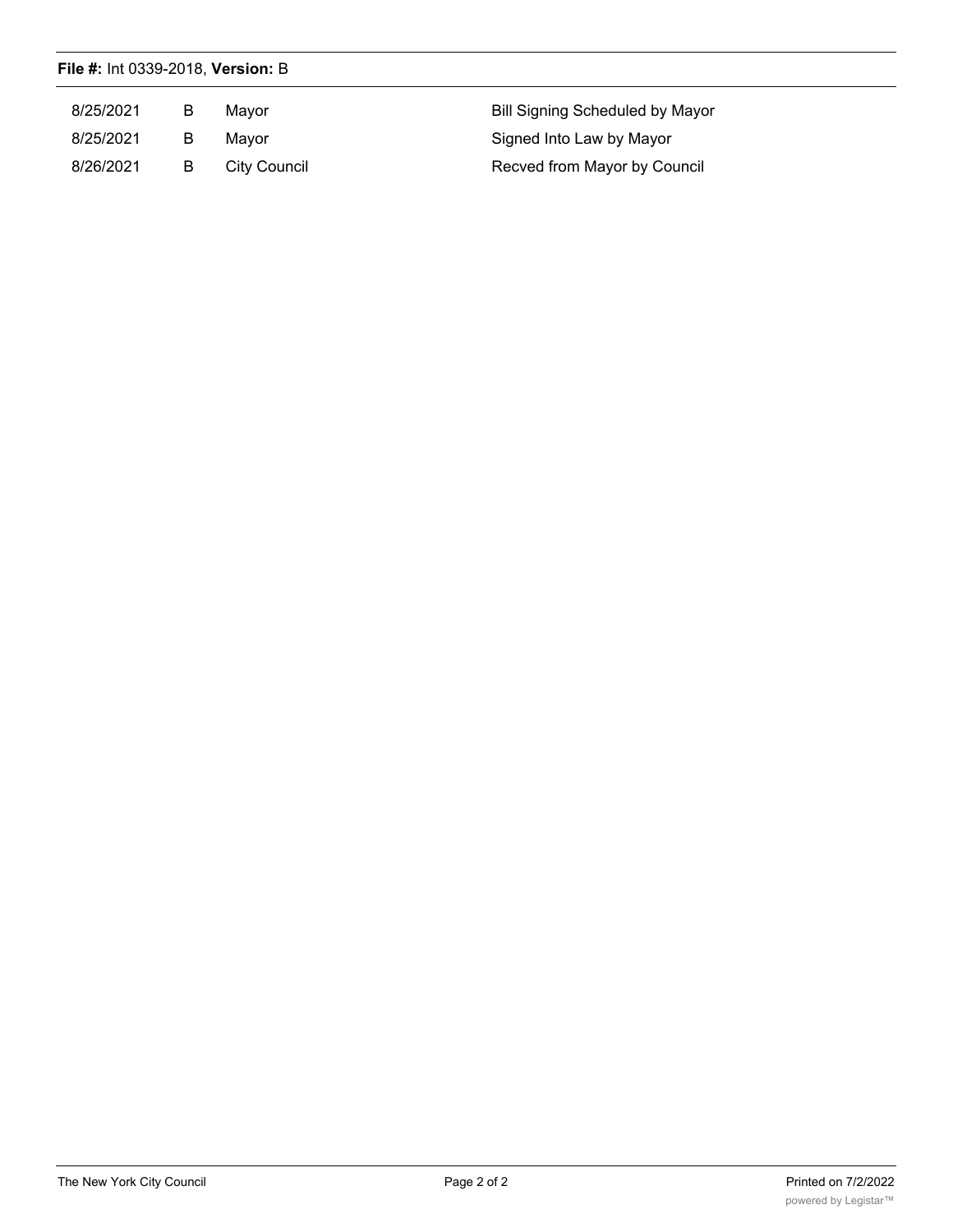**File #:** Int 0339-2018, **Version:** B

| | | | |
|---|---|---|---|
| 8/25/2021 | B | Mayor | Bill Signing Scheduled by Mayor |
| 8/25/2021 | B | Mayor | Signed Into Law by Mayor |
| 8/26/2021 | B | City Council | Recved from Mayor by Council |